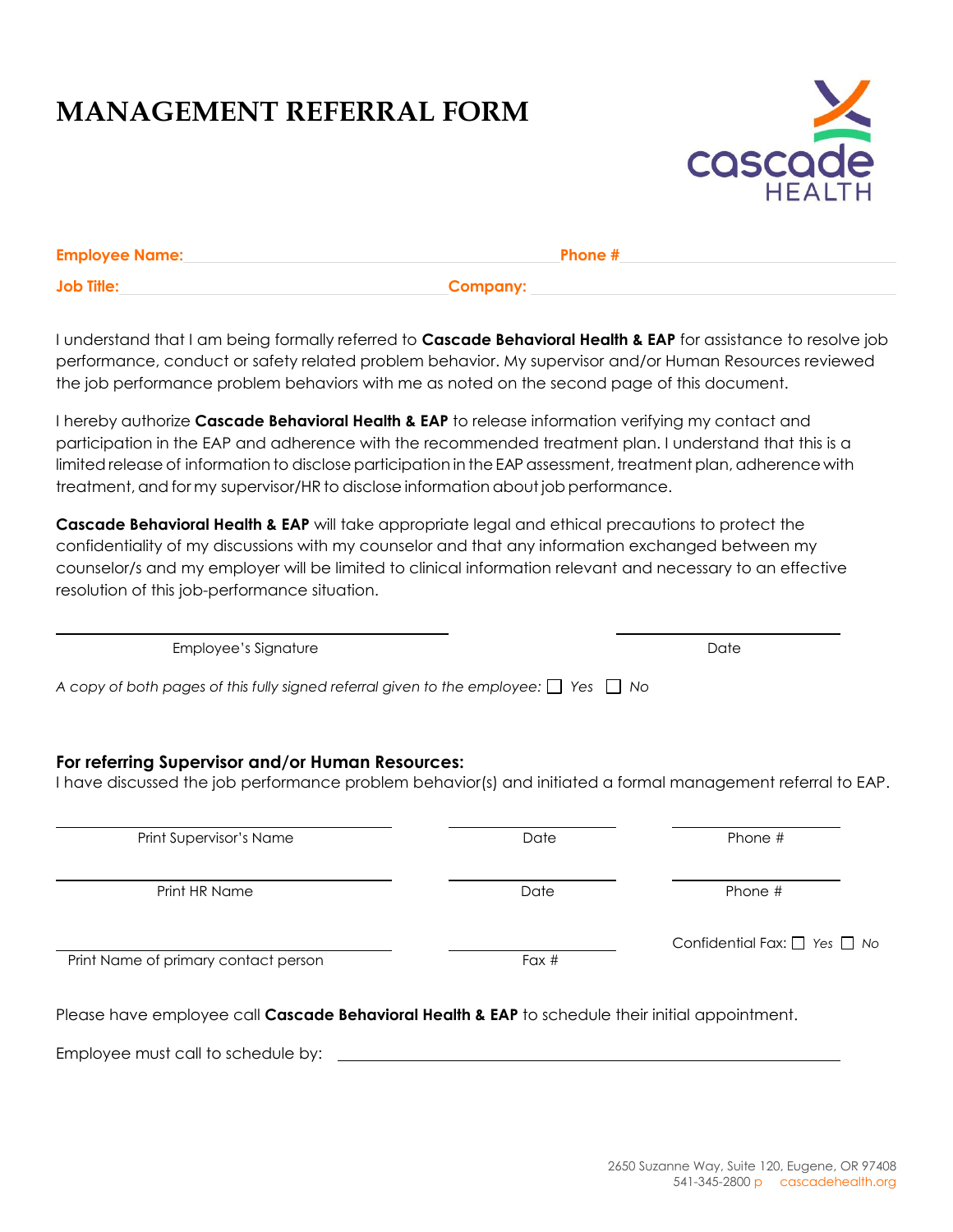# MANAGEMENT REFERRAL FORM

cascade HEALTH

**Employee Name:** ______________________________ **Phone #** ______________________________

**Job Title:** ______________________________ **Company:** ______________________________

I understand that I am being formally referred to **Cascade Behavioral Health & EAP** for assistance to resolve job performance, conduct or safety related problem behavior. My supervisor and/or Human Resources reviewed the job performance problem behaviors with me as noted on the second page of this document.

I hereby authorize **Cascade Behavioral Health & EAP** to release information verifying my contact and participation in the EAP and adherence with the recommended treatment plan. I understand that this is a limited release of information to disclose participation in the EAP assessment, treatment plan, adherence with treatment, and for my supervisor/HR to disclose information about job performance.

**Cascade Behavioral Health & EAP** will take appropriate legal and ethical precautions to protect the confidentiality of my discussions with my counselor and that any information exchanged between my counselor/s and my employer will be limited to clinical information relevant and necessary to an effective resolution of this job-performance situation.

______________________________ ______________________________

Employee's Signature Date

*A copy of both pages of this fully signed referral given to the employee:* ☐ *Yes* ☐ *No*

### For referring Supervisor and/or Human Resources:

I have discussed the job performance problem behavior(s) and initiated a formal management referral to EAP.

______________________________ ______________________________ ______________________________

Print Supervisor's Name Date Phone #

______________________________ ______________________________ ______________________________

Print HR Name Date Phone #

______________________________ ______________________________ Confidential Fax: ☐ *Yes* ☐ *No*

Print Name of primary contact person Fax #

Please have employee call **Cascade Behavioral Health & EAP** to schedule their initial appointment.

Employee must call to schedule by: ______________________________

2650 Suzanne Way, Suite 120, Eugene, OR 97408
541-345-2800 p cascadehealth.org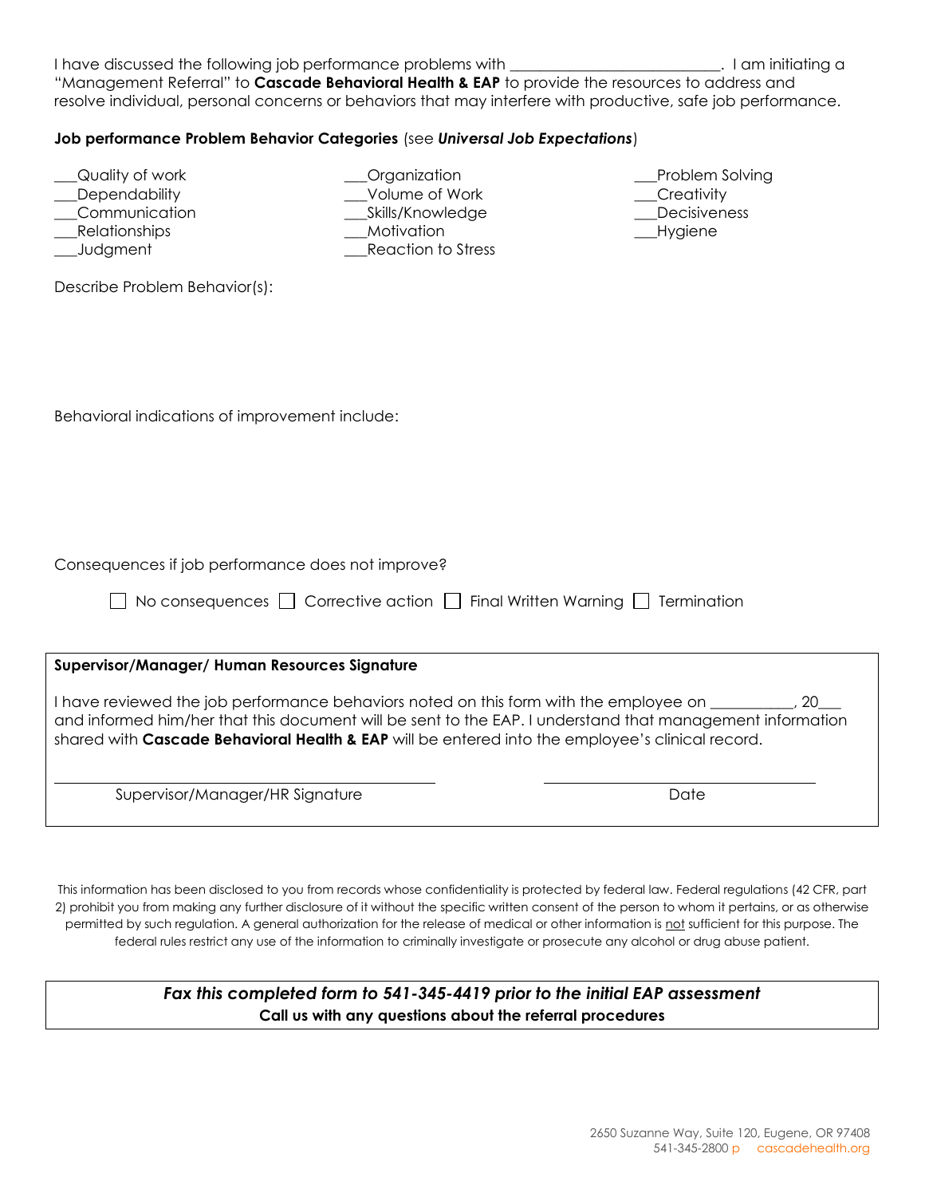I have discussed the following job performance problems with ___________________________. I am initiating a "Management Referral" to **Cascade Behavioral Health & EAP** to provide the resources to address and resolve individual, personal concerns or behaviors that may interfere with productive, safe job performance.

**Job performance Problem Behavior Categories** (see ***Universal Job Expectations***)

___Quality of work
___Dependability
___Communication
___Relationships
___Judgment
___Organization
___Volume of Work
___Skills/Knowledge
___Motivation
___Reaction to Stress
___Problem Solving
___Creativity
___Decisiveness
___Hygiene

Describe Problem Behavior(s):

Behavioral indications of improvement include:

Consequences if job performance does not improve?

☐ No consequences ☐ Corrective action ☐ Final Written Warning ☐ Termination

**Supervisor/Manager/ Human Resources Signature**

I have reviewed the job performance behaviors noted on this form with the employee on ___________, 20___ and informed him/her that this document will be sent to the EAP. I understand that management information shared with **Cascade Behavioral Health & EAP** will be entered into the employee's clinical record.

_______________________________ Supervisor/Manager/HR Signature

_______________________________ Date

This information has been disclosed to you from records whose confidentiality is protected by federal law. Federal regulations (42 CFR, part 2) prohibit you from making any further disclosure of it without the specific written consent of the person to whom it pertains, or as otherwise permitted by such regulation. A general authorization for the release of medical or other information is not sufficient for this purpose. The federal rules restrict any use of the information to criminally investigate or prosecute any alcohol or drug abuse patient.

***Fax this completed form to 541-345-4419 prior to the initial EAP assessment***
**Call us with any questions about the referral procedures**

2650 Suzanne Way, Suite 120, Eugene, OR 97408
541-345-2800 p cascadehealth.org